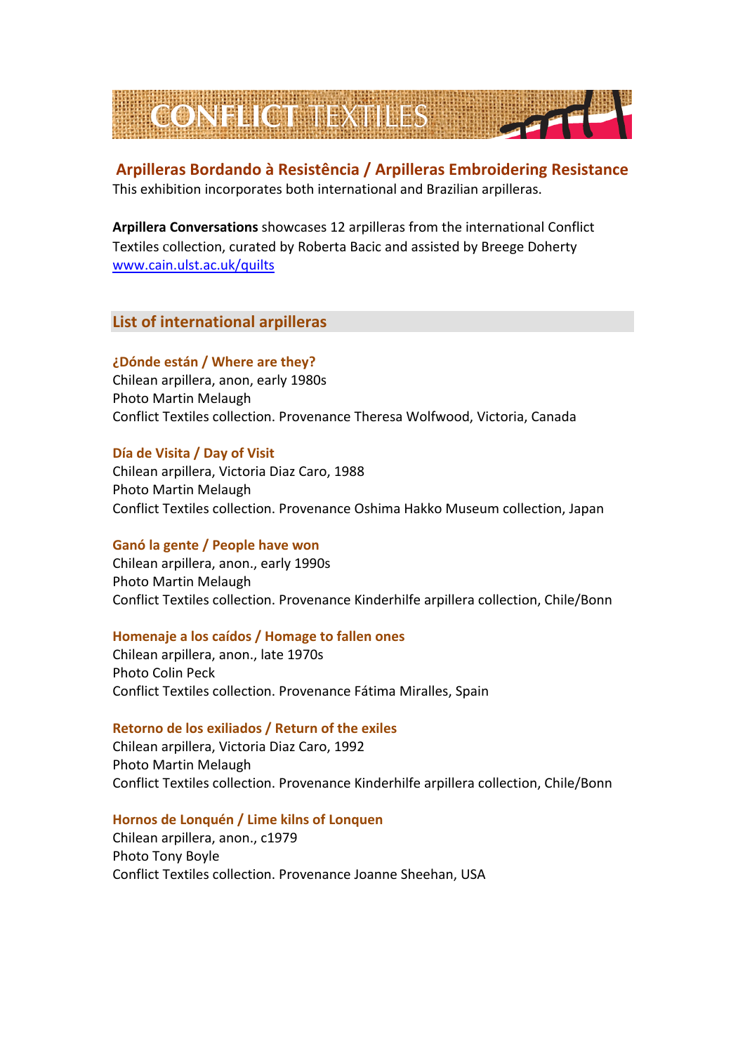# CONFLICT TEXTILES

## Arpilleras Bordando à Resistência / Arpilleras Embroidering Resistance

This exhibition incorporates both international and Brazilian arpilleras.

**Arpillera Conversations** showcases 12 arpilleras from the international Conflict Textiles collection, curated by Roberta Bacic and assisted by Breege Doherty
[www.cain.ulst.ac.uk/quilts](www.cain.ulst.ac.uk/quilts)

## List of international arpilleras

### ¿Dónde están / Where are they?

Chilean arpillera, anon, early 1980s
Photo Martin Melaugh
Conflict Textiles collection. Provenance Theresa Wolfwood, Victoria, Canada

### Día de Visita / Day of Visit

Chilean arpillera, Victoria Diaz Caro, 1988
Photo Martin Melaugh
Conflict Textiles collection. Provenance Oshima Hakko Museum collection, Japan

### Ganó la gente / People have won

Chilean arpillera, anon., early 1990s
Photo Martin Melaugh
Conflict Textiles collection. Provenance Kinderhilfe arpillera collection, Chile/Bonn

### Homenaje a los caídos / Homage to fallen ones

Chilean arpillera, anon., late 1970s
Photo Colin Peck
Conflict Textiles collection. Provenance Fátima Miralles, Spain

### Retorno de los exiliados / Return of the exiles

Chilean arpillera, Victoria Diaz Caro, 1992
Photo Martin Melaugh
Conflict Textiles collection. Provenance Kinderhilfe arpillera collection, Chile/Bonn

### Hornos de Lonquén / Lime kilns of Lonquen

Chilean arpillera, anon., c1979
Photo Tony Boyle
Conflict Textiles collection. Provenance Joanne Sheehan, USA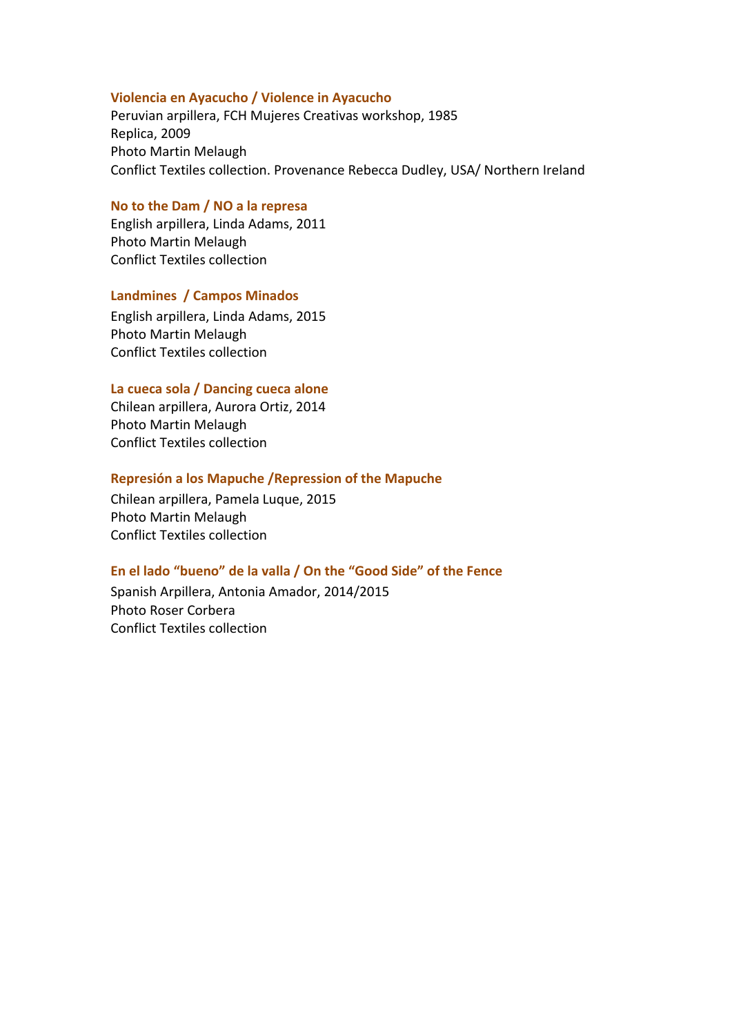**Violencia en Ayacucho / Violence in Ayacucho**
Peruvian arpillera, FCH Mujeres Creativas workshop, 1985
Replica, 2009
Photo Martin Melaugh
Conflict Textiles collection. Provenance Rebecca Dudley, USA/ Northern Ireland

**No to the Dam / NO a la represa**
English arpillera, Linda Adams, 2011
Photo Martin Melaugh
Conflict Textiles collection

**Landmines / Campos Minados**
English arpillera, Linda Adams, 2015
Photo Martin Melaugh
Conflict Textiles collection

**La cueca sola / Dancing cueca alone**
Chilean arpillera, Aurora Ortiz, 2014
Photo Martin Melaugh
Conflict Textiles collection

**Represión a los Mapuche /Repression of the Mapuche**
Chilean arpillera, Pamela Luque, 2015
Photo Martin Melaugh
Conflict Textiles collection

**En el lado "bueno" de la valla / On the "Good Side" of the Fence**
Spanish Arpillera, Antonia Amador, 2014/2015
Photo Roser Corbera
Conflict Textiles collection